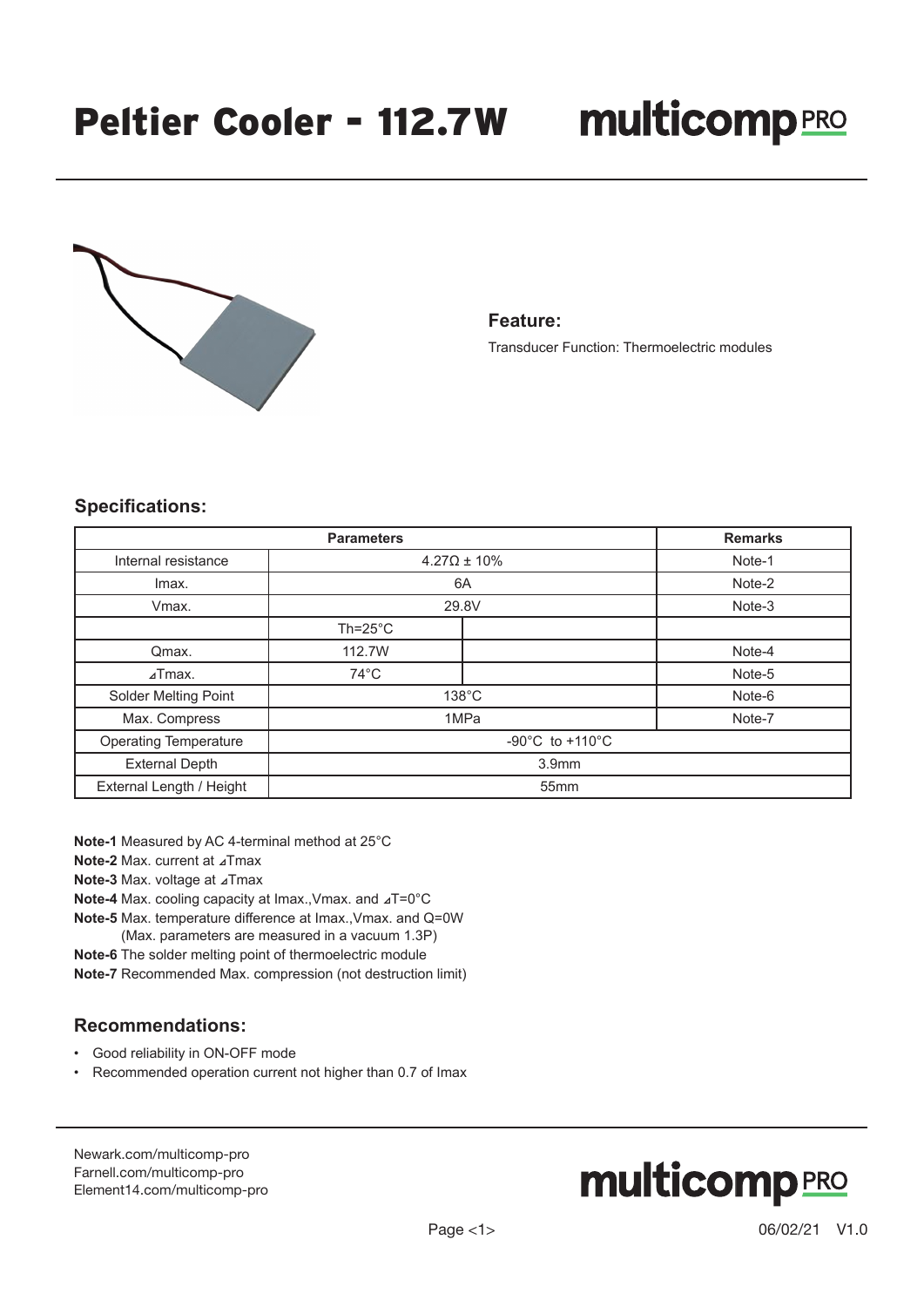# Peltier Cooler - 112.7W

multicomp PRO

### Feature:

Transducer Function: Thermoelectric modules

### Specifications:

| Parameters | | | Remarks |
|---|---|---|---|
| Internal resistance | 4.27Ω ± 10% | | Note-1 |
| Imax. | 6A | | Note-2 |
| Vmax. | 29.8V | | Note-3 |
| | Th=25°C | | |
| Qmax. | 112.7W | | Note-4 |
| ⊿Tmax. | 74°C | | Note-5 |
| Solder Melting Point | 138°C | | Note-6 |
| Max. Compress | 1MPa | | Note-7 |
| Operating Temperature | -90°C to +110°C | | |
| External Depth | 3.9mm | | |
| External Length / Height | 55mm | | |

**Note-1** Measured by AC 4-terminal method at 25°C

**Note-2** Max. current at ⊿Tmax

**Note-3** Max. voltage at ⊿Tmax

**Note-4** Max. cooling capacity at Imax.,Vmax. and ⊿T=0°C

**Note-5** Max. temperature difference at Imax.,Vmax. and Q=0W
(Max. parameters are measured in a vacuum 1.3P)

**Note-6** The solder melting point of thermoelectric module

**Note-7** Recommended Max. compression (not destruction limit)

### Recommendations:

- Good reliability in ON-OFF mode
- Recommended operation current not higher than 0.7 of Imax

Newark.com/multicomp-pro
Farnell.com/multicomp-pro
Element14.com/multicomp-pro

06/02/21 V1.0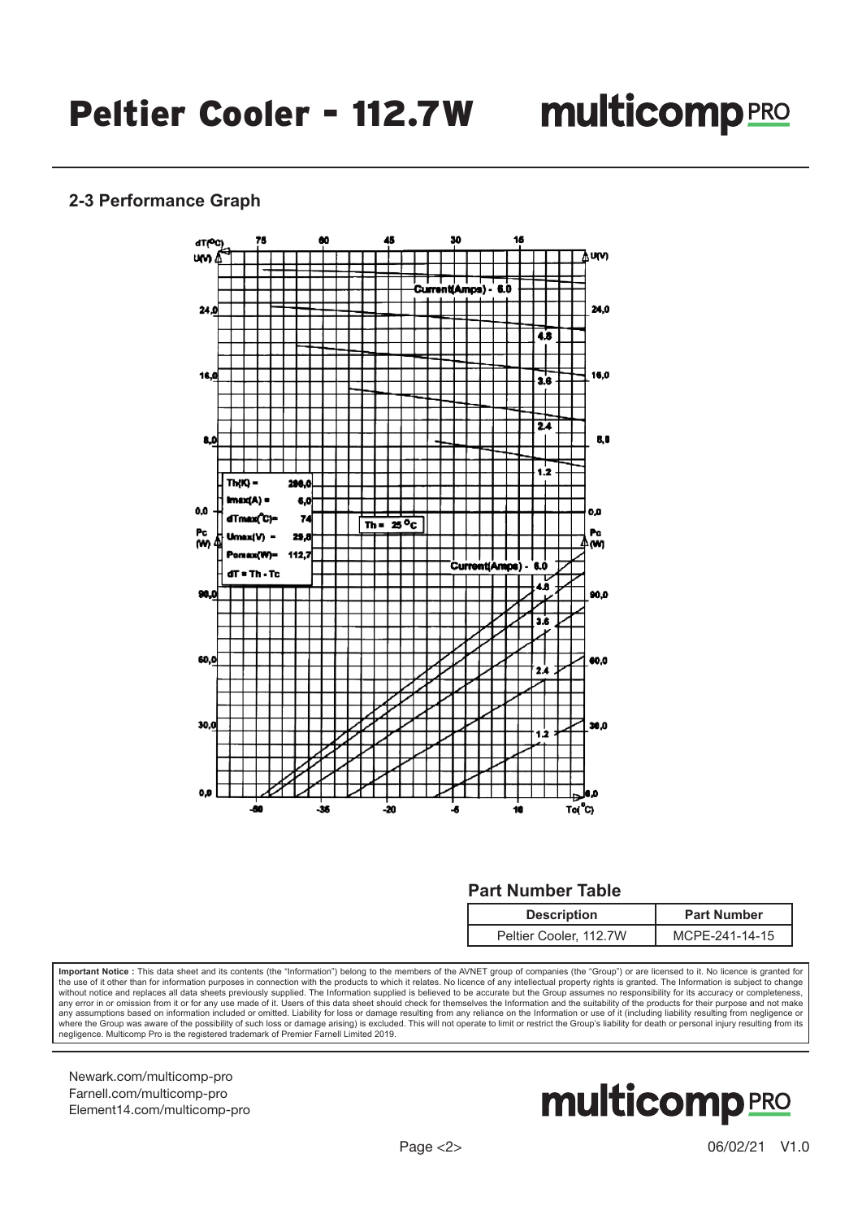## 2-3 Performance Graph

dT(°C) 75 60 45 30 15

U(V)

Current(Amps) - 6.0

24,0

4.8

16,0

3.6

2.4

8,0

1.2

0,0

Th(K) = 298,0
Imax(A) = 6,0
dTmax(°C)= 74
Umax(V) = 25,8
Pcmax(W)= 112,7
dT = Th - Tc

Th = 25 °C

Pc (W)

Current(Amps) - 6.0

4.8

90,0

3.6

60,0

2.4

30,0

1.2

0,0

-50 -35 -20 -5 10 Tc(°C)

### Part Number Table

| Description | Part Number |
| --- | --- |
| Peltier Cooler, 112.7W | MCPE-241-14-15 |

**Important Notice :** This data sheet and its contents (the "Information") belong to the members of the AVNET group of companies (the "Group") or are licensed to it. No licence is granted for the use of it other than for information purposes in connection with the products to which it relates. No licence of any intellectual property rights is granted. The Information is subject to change without notice and replaces all data sheets previously supplied. The Information supplied is believed to be accurate but the Group assumes no responsibility for its accuracy or completeness, any error in or omission from it or for any use made of it. Users of this data sheet should check for themselves the Information and the suitability of the products for their purpose and not make any assumptions based on information included or omitted. Liability for loss or damage resulting from any reliance on the Information or use of it (including liability resulting from negligence or where the Group was aware of the possibility of such loss or damage arising) is excluded. This will not operate to limit or restrict the Group's liability for death or personal injury resulting from its negligence. Multicomp Pro is the registered trademark of Premier Farnell Limited 2019.

Newark.com/multicomp-pro
Farnell.com/multicomp-pro
Element14.com/multicomp-pro

06/02/21 V1.0